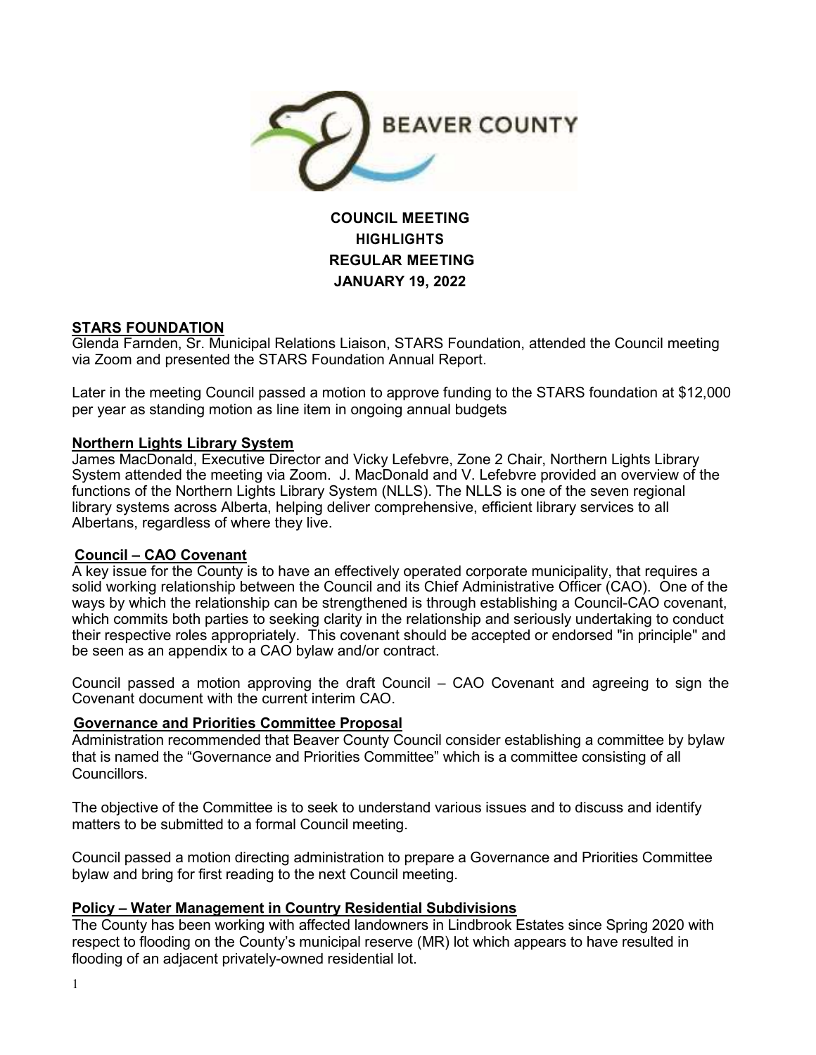BEAVER COUNTY

# COUNCIL MEETING HIGHLIGHTS REGULAR MEETING JANUARY 19, 2022

## STARS FOUNDATION

Glenda Farnden, Sr. Municipal Relations Liaison, STARS Foundation, attended the Council meeting via Zoom and presented the STARS Foundation Annual Report.

Later in the meeting Council passed a motion to approve funding to the STARS foundation at $12,000 per year as standing motion as line item in ongoing annual budgets

## Northern Lights Library System

James MacDonald, Executive Director and Vicky Lefebvre, Zone 2 Chair, Northern Lights Library System attended the meeting via Zoom. J. MacDonald and V. Lefebvre provided an overview of the functions of the Northern Lights Library System (NLLS). The NLLS is one of the seven regional library systems across Alberta, helping deliver comprehensive, efficient library services to all Albertans, regardless of where they live.

## Council – CAO Covenant

A key issue for the County is to have an effectively operated corporate municipality, that requires a solid working relationship between the Council and its Chief Administrative Officer (CAO). One of the ways by which the relationship can be strengthened is through establishing a Council-CAO covenant, which commits both parties to seeking clarity in the relationship and seriously undertaking to conduct their respective roles appropriately. This covenant should be accepted or endorsed "in principle" and be seen as an appendix to a CAO bylaw and/or contract.

Council passed a motion approving the draft Council – CAO Covenant and agreeing to sign the Covenant document with the current interim CAO.

## Governance and Priorities Committee Proposal

Administration recommended that Beaver County Council consider establishing a committee by bylaw that is named the “Governance and Priorities Committee” which is a committee consisting of all Councillors.

The objective of the Committee is to seek to understand various issues and to discuss and identify matters to be submitted to a formal Council meeting.

Council passed a motion directing administration to prepare a Governance and Priorities Committee bylaw and bring for first reading to the next Council meeting.

## Policy – Water Management in Country Residential Subdivisions

The County has been working with affected landowners in Lindbrook Estates since Spring 2020 with respect to flooding on the County’s municipal reserve (MR) lot which appears to have resulted in flooding of an adjacent privately-owned residential lot.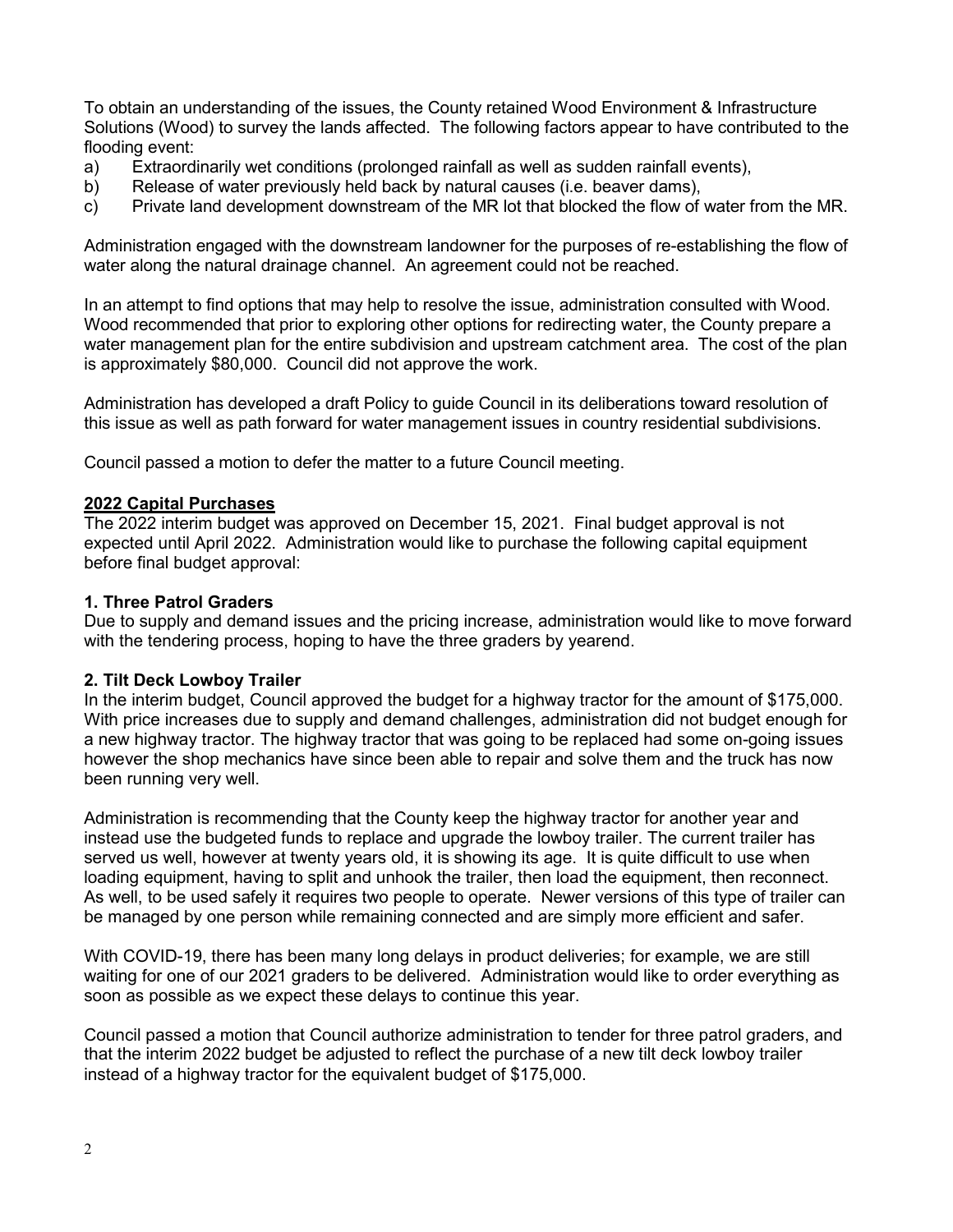To obtain an understanding of the issues, the County retained Wood Environment & Infrastructure Solutions (Wood) to survey the lands affected. The following factors appear to have contributed to the flooding event:

a) Extraordinarily wet conditions (prolonged rainfall as well as sudden rainfall events),
b) Release of water previously held back by natural causes (i.e. beaver dams),
c) Private land development downstream of the MR lot that blocked the flow of water from the MR.

Administration engaged with the downstream landowner for the purposes of re-establishing the flow of water along the natural drainage channel. An agreement could not be reached.

In an attempt to find options that may help to resolve the issue, administration consulted with Wood. Wood recommended that prior to exploring other options for redirecting water, the County prepare a water management plan for the entire subdivision and upstream catchment area. The cost of the plan is approximately $80,000. Council did not approve the work.

Administration has developed a draft Policy to guide Council in its deliberations toward resolution of this issue as well as path forward for water management issues in country residential subdivisions.

Council passed a motion to defer the matter to a future Council meeting.

## 2022 Capital Purchases

The 2022 interim budget was approved on December 15, 2021. Final budget approval is not expected until April 2022. Administration would like to purchase the following capital equipment before final budget approval:

### 1. Three Patrol Graders

Due to supply and demand issues and the pricing increase, administration would like to move forward with the tendering process, hoping to have the three graders by yearend.

### 2. Tilt Deck Lowboy Trailer

In the interim budget, Council approved the budget for a highway tractor for the amount of $175,000. With price increases due to supply and demand challenges, administration did not budget enough for a new highway tractor. The highway tractor that was going to be replaced had some on-going issues however the shop mechanics have since been able to repair and solve them and the truck has now been running very well.

Administration is recommending that the County keep the highway tractor for another year and instead use the budgeted funds to replace and upgrade the lowboy trailer. The current trailer has served us well, however at twenty years old, it is showing its age. It is quite difficult to use when loading equipment, having to split and unhook the trailer, then load the equipment, then reconnect. As well, to be used safely it requires two people to operate. Newer versions of this type of trailer can be managed by one person while remaining connected and are simply more efficient and safer.

With COVID-19, there has been many long delays in product deliveries; for example, we are still waiting for one of our 2021 graders to be delivered. Administration would like to order everything as soon as possible as we expect these delays to continue this year.

Council passed a motion that Council authorize administration to tender for three patrol graders, and that the interim 2022 budget be adjusted to reflect the purchase of a new tilt deck lowboy trailer instead of a highway tractor for the equivalent budget of $175,000.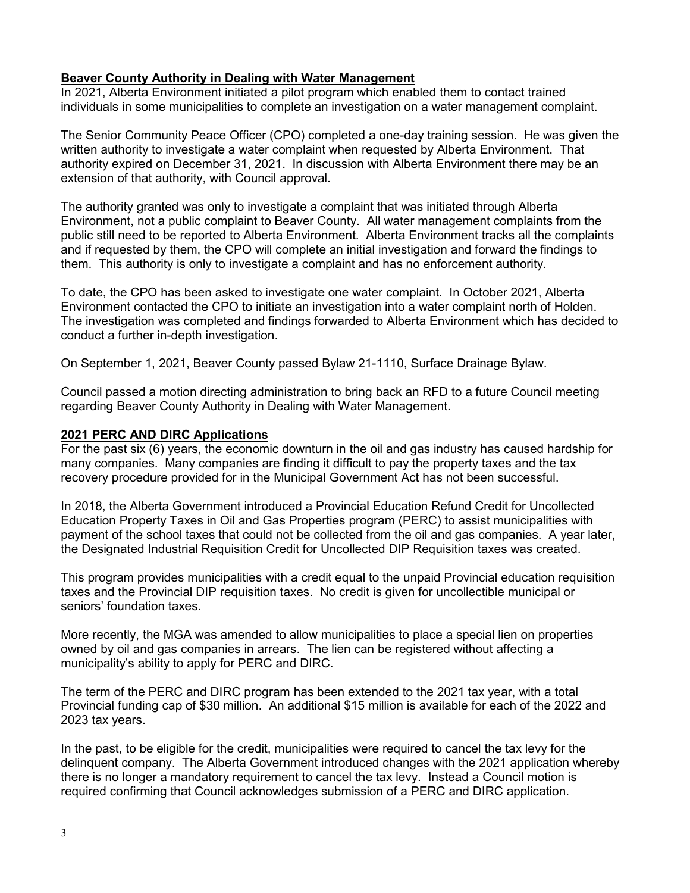**Beaver County Authority in Dealing with Water Management**

In 2021, Alberta Environment initiated a pilot program which enabled them to contact trained individuals in some municipalities to complete an investigation on a water management complaint.

The Senior Community Peace Officer (CPO) completed a one-day training session. He was given the written authority to investigate a water complaint when requested by Alberta Environment. That authority expired on December 31, 2021. In discussion with Alberta Environment there may be an extension of that authority, with Council approval.

The authority granted was only to investigate a complaint that was initiated through Alberta Environment, not a public complaint to Beaver County. All water management complaints from the public still need to be reported to Alberta Environment. Alberta Environment tracks all the complaints and if requested by them, the CPO will complete an initial investigation and forward the findings to them. This authority is only to investigate a complaint and has no enforcement authority.

To date, the CPO has been asked to investigate one water complaint. In October 2021, Alberta Environment contacted the CPO to initiate an investigation into a water complaint north of Holden. The investigation was completed and findings forwarded to Alberta Environment which has decided to conduct a further in-depth investigation.

On September 1, 2021, Beaver County passed Bylaw 21-1110, Surface Drainage Bylaw.

Council passed a motion directing administration to bring back an RFD to a future Council meeting regarding Beaver County Authority in Dealing with Water Management.

**2021 PERC AND DIRC Applications**

For the past six (6) years, the economic downturn in the oil and gas industry has caused hardship for many companies. Many companies are finding it difficult to pay the property taxes and the tax recovery procedure provided for in the Municipal Government Act has not been successful.

In 2018, the Alberta Government introduced a Provincial Education Refund Credit for Uncollected Education Property Taxes in Oil and Gas Properties program (PERC) to assist municipalities with payment of the school taxes that could not be collected from the oil and gas companies. A year later, the Designated Industrial Requisition Credit for Uncollected DIP Requisition taxes was created.

This program provides municipalities with a credit equal to the unpaid Provincial education requisition taxes and the Provincial DIP requisition taxes. No credit is given for uncollectible municipal or seniors' foundation taxes.

More recently, the MGA was amended to allow municipalities to place a special lien on properties owned by oil and gas companies in arrears. The lien can be registered without affecting a municipality's ability to apply for PERC and DIRC.

The term of the PERC and DIRC program has been extended to the 2021 tax year, with a total Provincial funding cap of $30 million. An additional $15 million is available for each of the 2022 and 2023 tax years.

In the past, to be eligible for the credit, municipalities were required to cancel the tax levy for the delinquent company. The Alberta Government introduced changes with the 2021 application whereby there is no longer a mandatory requirement to cancel the tax levy. Instead a Council motion is required confirming that Council acknowledges submission of a PERC and DIRC application.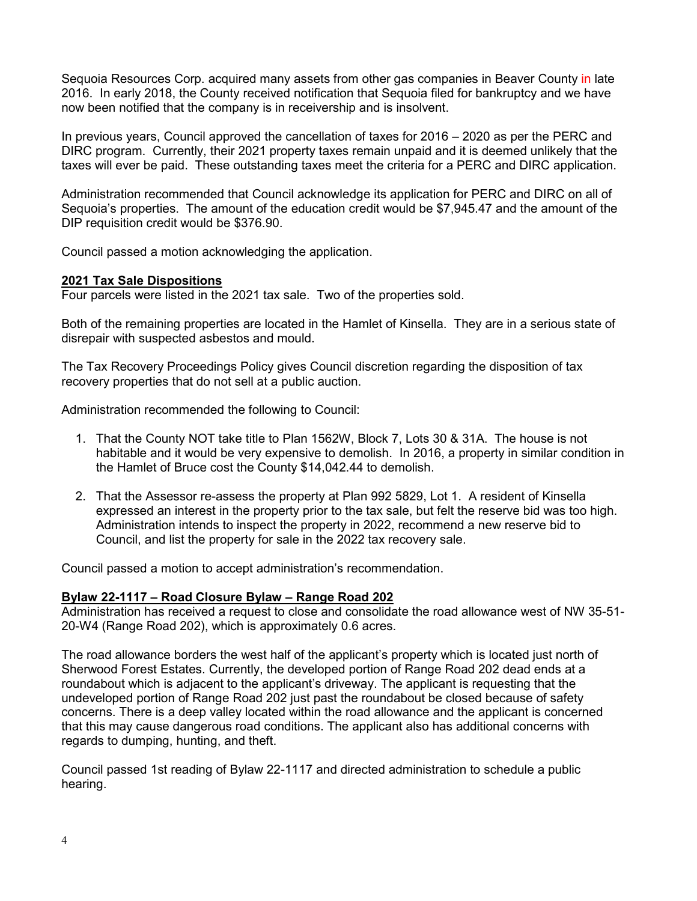Sequoia Resources Corp. acquired many assets from other gas companies in Beaver County in late 2016. In early 2018, the County received notification that Sequoia filed for bankruptcy and we have now been notified that the company is in receivership and is insolvent.

In previous years, Council approved the cancellation of taxes for 2016 – 2020 as per the PERC and DIRC program. Currently, their 2021 property taxes remain unpaid and it is deemed unlikely that the taxes will ever be paid. These outstanding taxes meet the criteria for a PERC and DIRC application.

Administration recommended that Council acknowledge its application for PERC and DIRC on all of Sequoia's properties. The amount of the education credit would be $7,945.47 and the amount of the DIP requisition credit would be $376.90.

Council passed a motion acknowledging the application.

## 2021 Tax Sale Dispositions

Four parcels were listed in the 2021 tax sale. Two of the properties sold.

Both of the remaining properties are located in the Hamlet of Kinsella. They are in a serious state of disrepair with suspected asbestos and mould.

The Tax Recovery Proceedings Policy gives Council discretion regarding the disposition of tax recovery properties that do not sell at a public auction.

Administration recommended the following to Council:

1. That the County NOT take title to Plan 1562W, Block 7, Lots 30 & 31A. The house is not habitable and it would be very expensive to demolish. In 2016, a property in similar condition in the Hamlet of Bruce cost the County $14,042.44 to demolish.
2. That the Assessor re-assess the property at Plan 992 5829, Lot 1. A resident of Kinsella expressed an interest in the property prior to the tax sale, but felt the reserve bid was too high. Administration intends to inspect the property in 2022, recommend a new reserve bid to Council, and list the property for sale in the 2022 tax recovery sale.

Council passed a motion to accept administration's recommendation.

## Bylaw 22-1117 – Road Closure Bylaw – Range Road 202

Administration has received a request to close and consolidate the road allowance west of NW 35-51-20-W4 (Range Road 202), which is approximately 0.6 acres.

The road allowance borders the west half of the applicant's property which is located just north of Sherwood Forest Estates. Currently, the developed portion of Range Road 202 dead ends at a roundabout which is adjacent to the applicant's driveway. The applicant is requesting that the undeveloped portion of Range Road 202 just past the roundabout be closed because of safety concerns. There is a deep valley located within the road allowance and the applicant is concerned that this may cause dangerous road conditions. The applicant also has additional concerns with regards to dumping, hunting, and theft.

Council passed 1st reading of Bylaw 22-1117 and directed administration to schedule a public hearing.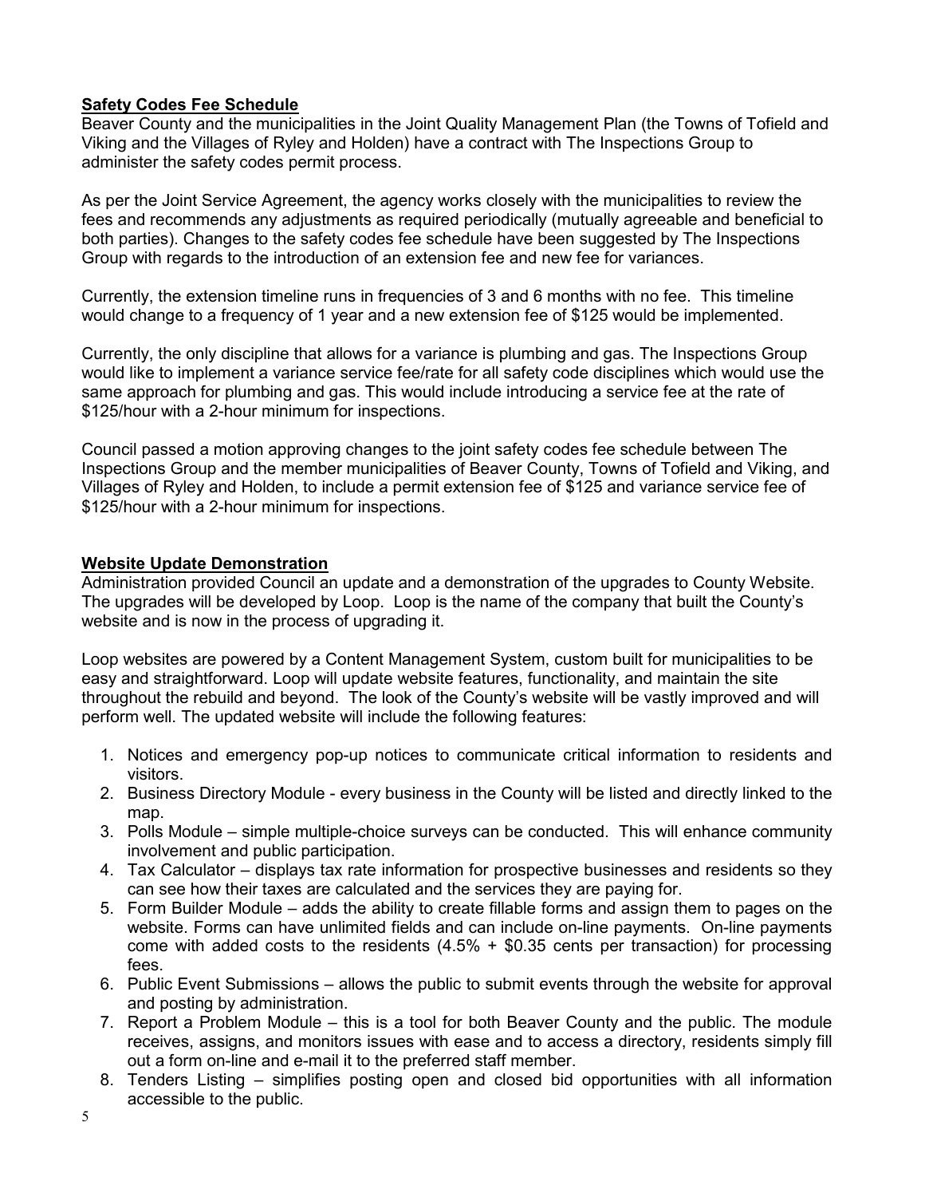**Safety Codes Fee Schedule**

Beaver County and the municipalities in the Joint Quality Management Plan (the Towns of Tofield and Viking and the Villages of Ryley and Holden) have a contract with The Inspections Group to administer the safety codes permit process.

As per the Joint Service Agreement, the agency works closely with the municipalities to review the fees and recommends any adjustments as required periodically (mutually agreeable and beneficial to both parties). Changes to the safety codes fee schedule have been suggested by The Inspections Group with regards to the introduction of an extension fee and new fee for variances.

Currently, the extension timeline runs in frequencies of 3 and 6 months with no fee. This timeline would change to a frequency of 1 year and a new extension fee of $125 would be implemented.

Currently, the only discipline that allows for a variance is plumbing and gas. The Inspections Group would like to implement a variance service fee/rate for all safety code disciplines which would use the same approach for plumbing and gas. This would include introducing a service fee at the rate of $125/hour with a 2-hour minimum for inspections.

Council passed a motion approving changes to the joint safety codes fee schedule between The Inspections Group and the member municipalities of Beaver County, Towns of Tofield and Viking, and Villages of Ryley and Holden, to include a permit extension fee of $125 and variance service fee of $125/hour with a 2-hour minimum for inspections.

**Website Update Demonstration**

Administration provided Council an update and a demonstration of the upgrades to County Website. The upgrades will be developed by Loop. Loop is the name of the company that built the County's website and is now in the process of upgrading it.

Loop websites are powered by a Content Management System, custom built for municipalities to be easy and straightforward. Loop will update website features, functionality, and maintain the site throughout the rebuild and beyond. The look of the County's website will be vastly improved and will perform well. The updated website will include the following features:

1. Notices and emergency pop-up notices to communicate critical information to residents and visitors.
2. Business Directory Module - every business in the County will be listed and directly linked to the map.
3. Polls Module – simple multiple-choice surveys can be conducted. This will enhance community involvement and public participation.
4. Tax Calculator – displays tax rate information for prospective businesses and residents so they can see how their taxes are calculated and the services they are paying for.
5. Form Builder Module – adds the ability to create fillable forms and assign them to pages on the website. Forms can have unlimited fields and can include on-line payments. On-line payments come with added costs to the residents (4.5% + $0.35 cents per transaction) for processing fees.
6. Public Event Submissions – allows the public to submit events through the website for approval and posting by administration.
7. Report a Problem Module – this is a tool for both Beaver County and the public. The module receives, assigns, and monitors issues with ease and to access a directory, residents simply fill out a form on-line and e-mail it to the preferred staff member.
8. Tenders Listing – simplifies posting open and closed bid opportunities with all information accessible to the public.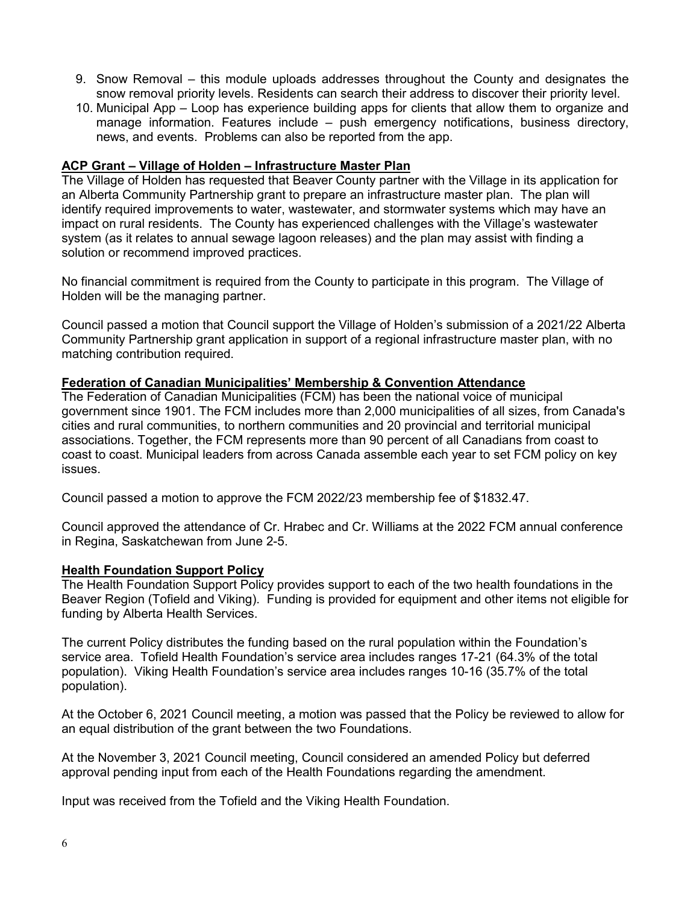9. Snow Removal – this module uploads addresses throughout the County and designates the snow removal priority levels. Residents can search their address to discover their priority level.
10. Municipal App – Loop has experience building apps for clients that allow them to organize and manage information. Features include – push emergency notifications, business directory, news, and events. Problems can also be reported from the app.

**ACP Grant – Village of Holden – Infrastructure Master Plan**

The Village of Holden has requested that Beaver County partner with the Village in its application for an Alberta Community Partnership grant to prepare an infrastructure master plan. The plan will identify required improvements to water, wastewater, and stormwater systems which may have an impact on rural residents. The County has experienced challenges with the Village's wastewater system (as it relates to annual sewage lagoon releases) and the plan may assist with finding a solution or recommend improved practices.

No financial commitment is required from the County to participate in this program. The Village of Holden will be the managing partner.

Council passed a motion that Council support the Village of Holden's submission of a 2021/22 Alberta Community Partnership grant application in support of a regional infrastructure master plan, with no matching contribution required.

**Federation of Canadian Municipalities' Membership & Convention Attendance**

The Federation of Canadian Municipalities (FCM) has been the national voice of municipal government since 1901. The FCM includes more than 2,000 municipalities of all sizes, from Canada's cities and rural communities, to northern communities and 20 provincial and territorial municipal associations. Together, the FCM represents more than 90 percent of all Canadians from coast to coast to coast. Municipal leaders from across Canada assemble each year to set FCM policy on key issues.

Council passed a motion to approve the FCM 2022/23 membership fee of $1832.47.

Council approved the attendance of Cr. Hrabec and Cr. Williams at the 2022 FCM annual conference in Regina, Saskatchewan from June 2-5.

**Health Foundation Support Policy**

The Health Foundation Support Policy provides support to each of the two health foundations in the Beaver Region (Tofield and Viking). Funding is provided for equipment and other items not eligible for funding by Alberta Health Services.

The current Policy distributes the funding based on the rural population within the Foundation's service area. Tofield Health Foundation's service area includes ranges 17-21 (64.3% of the total population). Viking Health Foundation's service area includes ranges 10-16 (35.7% of the total population).

At the October 6, 2021 Council meeting, a motion was passed that the Policy be reviewed to allow for an equal distribution of the grant between the two Foundations.

At the November 3, 2021 Council meeting, Council considered an amended Policy but deferred approval pending input from each of the Health Foundations regarding the amendment.

Input was received from the Tofield and the Viking Health Foundation.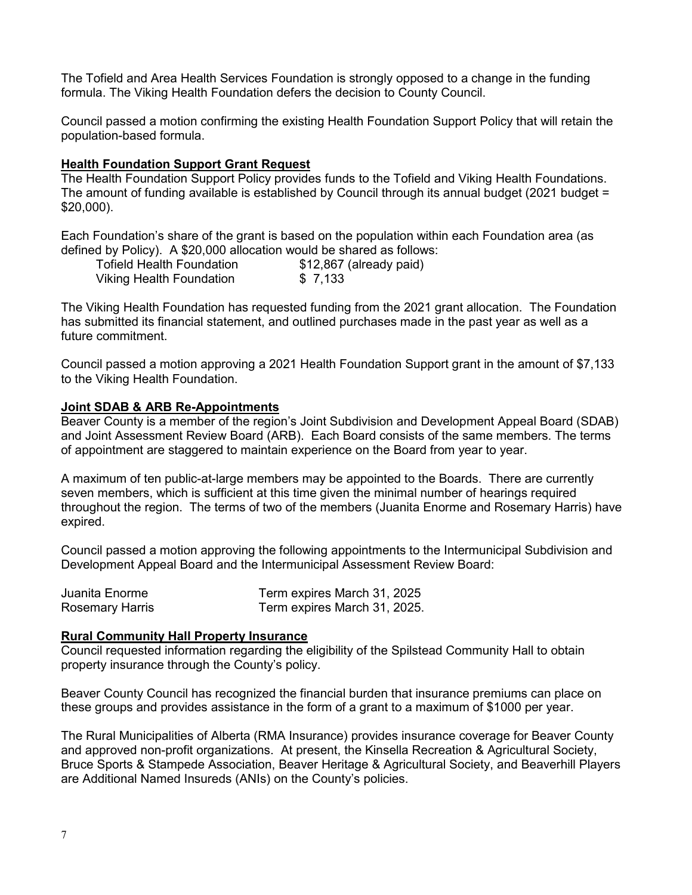The Tofield and Area Health Services Foundation is strongly opposed to a change in the funding formula. The Viking Health Foundation defers the decision to County Council.

Council passed a motion confirming the existing Health Foundation Support Policy that will retain the population-based formula.

**Health Foundation Support Grant Request**

The Health Foundation Support Policy provides funds to the Tofield and Viking Health Foundations. The amount of funding available is established by Council through its annual budget (2021 budget = $20,000).

Each Foundation's share of the grant is based on the population within each Foundation area (as defined by Policy). A $20,000 allocation would be shared as follows:

| | |
|---|---|
| Tofield Health Foundation | $12,867 (already paid) |
| Viking Health Foundation | $ 7,133 |

The Viking Health Foundation has requested funding from the 2021 grant allocation. The Foundation has submitted its financial statement, and outlined purchases made in the past year as well as a future commitment.

Council passed a motion approving a 2021 Health Foundation Support grant in the amount of $7,133 to the Viking Health Foundation.

**Joint SDAB & ARB Re-Appointments**

Beaver County is a member of the region's Joint Subdivision and Development Appeal Board (SDAB) and Joint Assessment Review Board (ARB). Each Board consists of the same members. The terms of appointment are staggered to maintain experience on the Board from year to year.

A maximum of ten public-at-large members may be appointed to the Boards. There are currently seven members, which is sufficient at this time given the minimal number of hearings required throughout the region. The terms of two of the members (Juanita Enorme and Rosemary Harris) have expired.

Council passed a motion approving the following appointments to the Intermunicipal Subdivision and Development Appeal Board and the Intermunicipal Assessment Review Board:

| | |
|---|---|
| Juanita Enorme | Term expires March 31, 2025 |
| Rosemary Harris | Term expires March 31, 2025. |

**Rural Community Hall Property Insurance**

Council requested information regarding the eligibility of the Spilstead Community Hall to obtain property insurance through the County's policy.

Beaver County Council has recognized the financial burden that insurance premiums can place on these groups and provides assistance in the form of a grant to a maximum of $1000 per year.

The Rural Municipalities of Alberta (RMA Insurance) provides insurance coverage for Beaver County and approved non-profit organizations. At present, the Kinsella Recreation & Agricultural Society, Bruce Sports & Stampede Association, Beaver Heritage & Agricultural Society, and Beaverhill Players are Additional Named Insureds (ANIs) on the County's policies.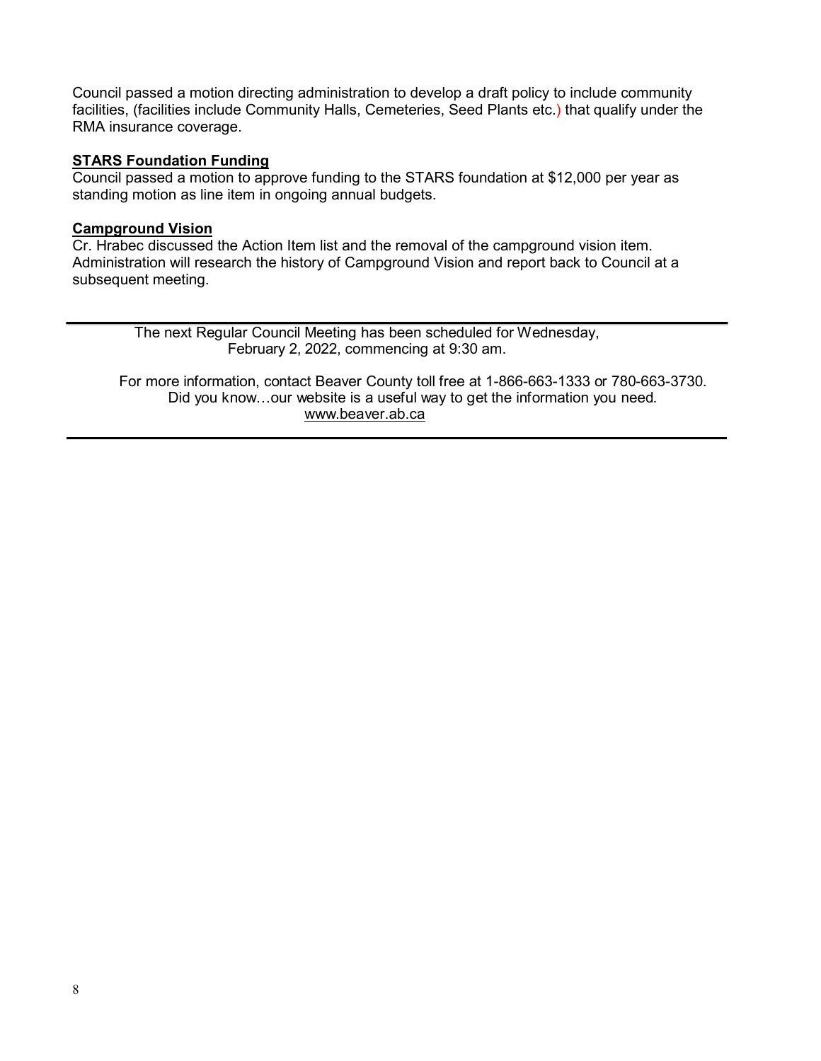Council passed a motion directing administration to develop a draft policy to include community facilities, (facilities include Community Halls, Cemeteries, Seed Plants etc.) that qualify under the RMA insurance coverage.

**STARS Foundation Funding**

Council passed a motion to approve funding to the STARS foundation at $12,000 per year as standing motion as line item in ongoing annual budgets.

**Campground Vision**

Cr. Hrabec discussed the Action Item list and the removal of the campground vision item. Administration will research the history of Campground Vision and report back to Council at a subsequent meeting.

---

The next Regular Council Meeting has been scheduled for Wednesday, February 2, 2022, commencing at 9:30 am.

For more information, contact Beaver County toll free at 1-866-663-1333 or 780-663-3730.
Did you know…our website is a useful way to get the information you need.
www.beaver.ab.ca

---